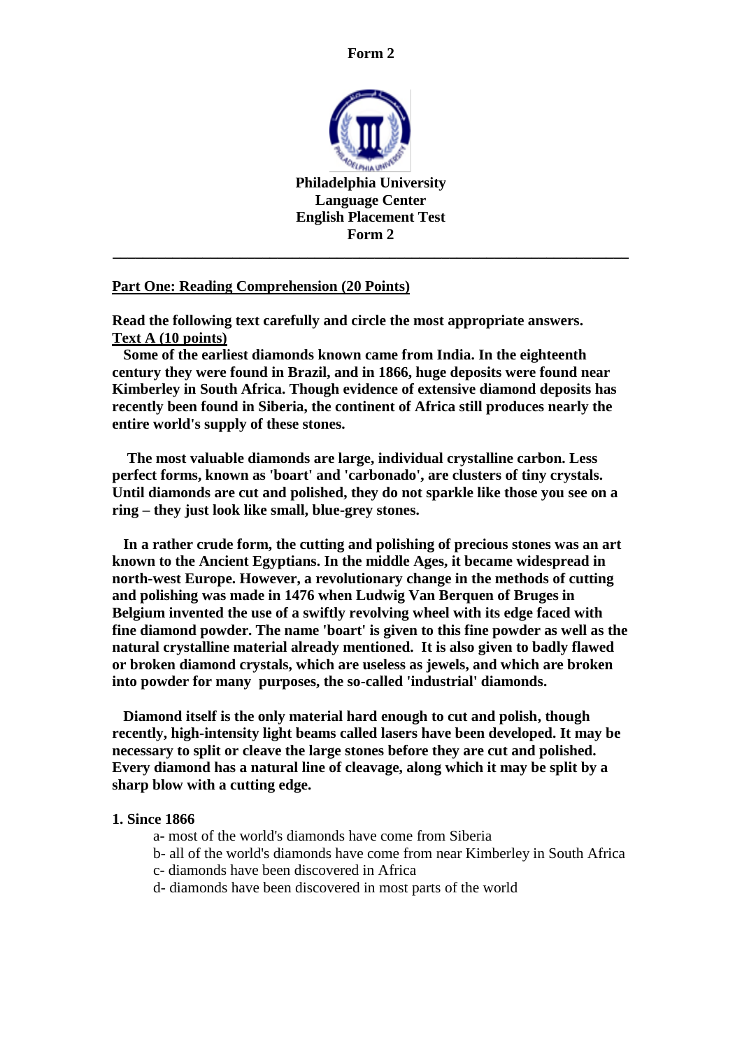**Form 2**

**Philadelphia University**
**Language Center**
**English Placement Test**
**Form 2**

---

## Part One: Reading Comprehension (20 Points)

**Read the following text carefully and circle the most appropriate answers.**

### Text A (10 points)

**Some of the earliest diamonds known came from India. In the eighteenth century they were found in Brazil, and in 1866, huge deposits were found near Kimberley in South Africa. Though evidence of extensive diamond deposits has recently been found in Siberia, the continent of Africa still produces nearly the entire world's supply of these stones.**

**The most valuable diamonds are large, individual crystalline carbon. Less perfect forms, known as 'boart' and 'carbonado', are clusters of tiny crystals. Until diamonds are cut and polished, they do not sparkle like those you see on a ring – they just look like small, blue-grey stones.**

**In a rather crude form, the cutting and polishing of precious stones was an art known to the Ancient Egyptians. In the middle Ages, it became widespread in north-west Europe. However, a revolutionary change in the methods of cutting and polishing was made in 1476 when Ludwig Van Berquen of Bruges in Belgium invented the use of a swiftly revolving wheel with its edge faced with fine diamond powder. The name 'boart' is given to this fine powder as well as the natural crystalline material already mentioned. It is also given to badly flawed or broken diamond crystals, which are useless as jewels, and which are broken into powder for many purposes, the so-called 'industrial' diamonds.**

**Diamond itself is the only material hard enough to cut and polish, though recently, high-intensity light beams called lasers have been developed. It may be necessary to split or cleave the large stones before they are cut and polished. Every diamond has a natural line of cleavage, along which it may be split by a sharp blow with a cutting edge.**

**1. Since 1866**

a- most of the world's diamonds have come from Siberia
b- all of the world's diamonds have come from near Kimberley in South Africa
c- diamonds have been discovered in Africa
d- diamonds have been discovered in most parts of the world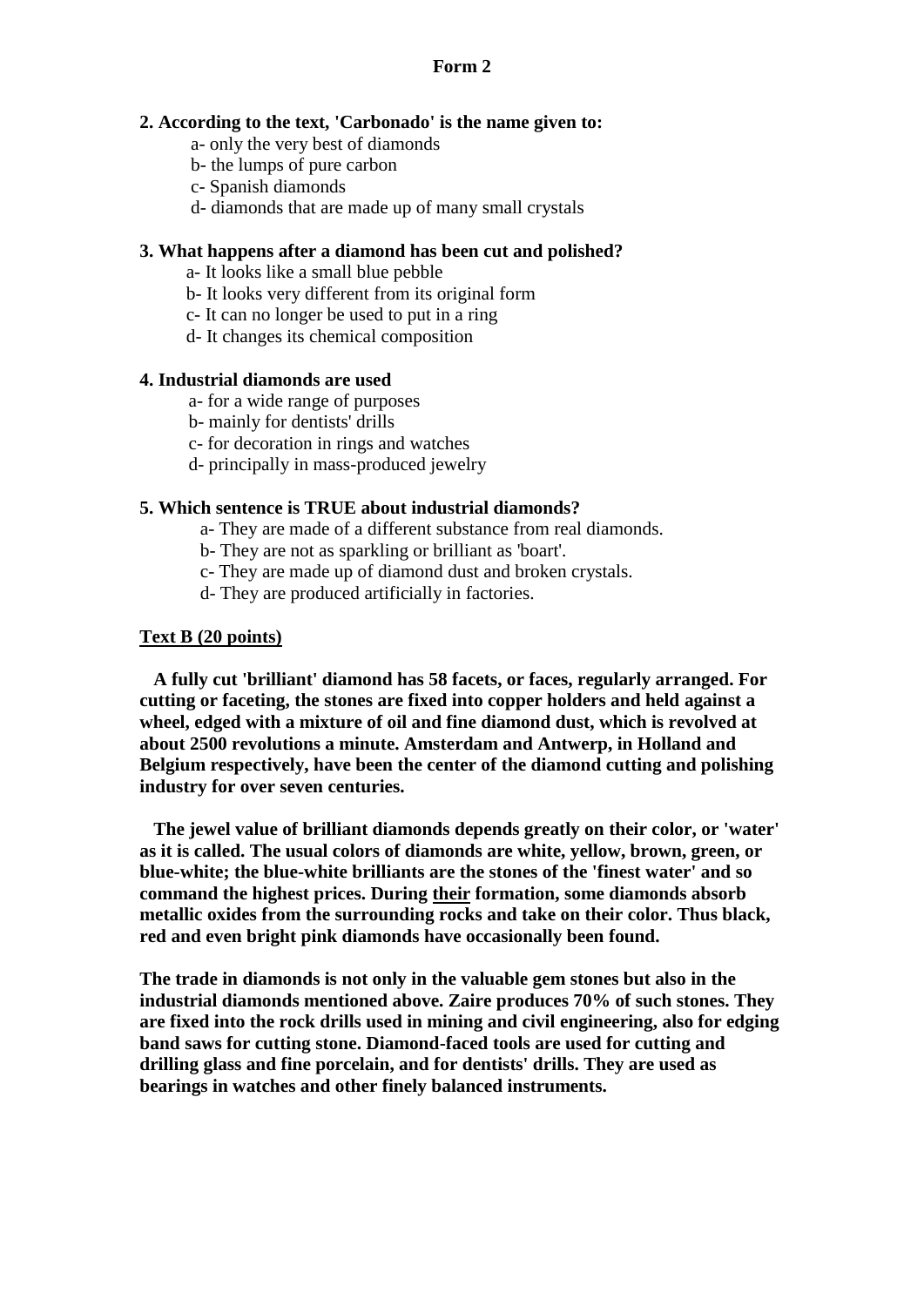**Form 2**

**2. According to the text, 'Carbonado' is the name given to:**

a- only the very best of diamonds
b- the lumps of pure carbon
c- Spanish diamonds
d- diamonds that are made up of many small crystals

**3. What happens after a diamond has been cut and polished?**

a- It looks like a small blue pebble
b- It looks very different from its original form
c- It can no longer be used to put in a ring
d- It changes its chemical composition

**4. Industrial diamonds are used**

a- for a wide range of purposes
b- mainly for dentists' drills
c- for decoration in rings and watches
d- principally in mass-produced jewelry

**5. Which sentence is TRUE about industrial diamonds?**

a- They are made of a different substance from real diamonds.
b- They are not as sparkling or brilliant as 'boart'.
c- They are made up of diamond dust and broken crystals.
d- They are produced artificially in factories.

**Text B (20 points)**

**A fully cut 'brilliant' diamond has 58 facets, or faces, regularly arranged. For cutting or faceting, the stones are fixed into copper holders and held against a wheel, edged with a mixture of oil and fine diamond dust, which is revolved at about 2500 revolutions a minute. Amsterdam and Antwerp, in Holland and Belgium respectively, have been the center of the diamond cutting and polishing industry for over seven centuries.**

**The jewel value of brilliant diamonds depends greatly on their color, or 'water' as it is called. The usual colors of diamonds are white, yellow, brown, green, or blue-white; the blue-white brilliants are the stones of the 'finest water' and so command the highest prices. During <u>their</u> formation, some diamonds absorb metallic oxides from the surrounding rocks and take on their color. Thus black, red and even bright pink diamonds have occasionally been found.**

**The trade in diamonds is not only in the valuable gem stones but also in the industrial diamonds mentioned above. Zaire produces 70% of such stones. They are fixed into the rock drills used in mining and civil engineering, also for edging band saws for cutting stone. Diamond-faced tools are used for cutting and drilling glass and fine porcelain, and for dentists' drills. They are used as bearings in watches and other finely balanced instruments.**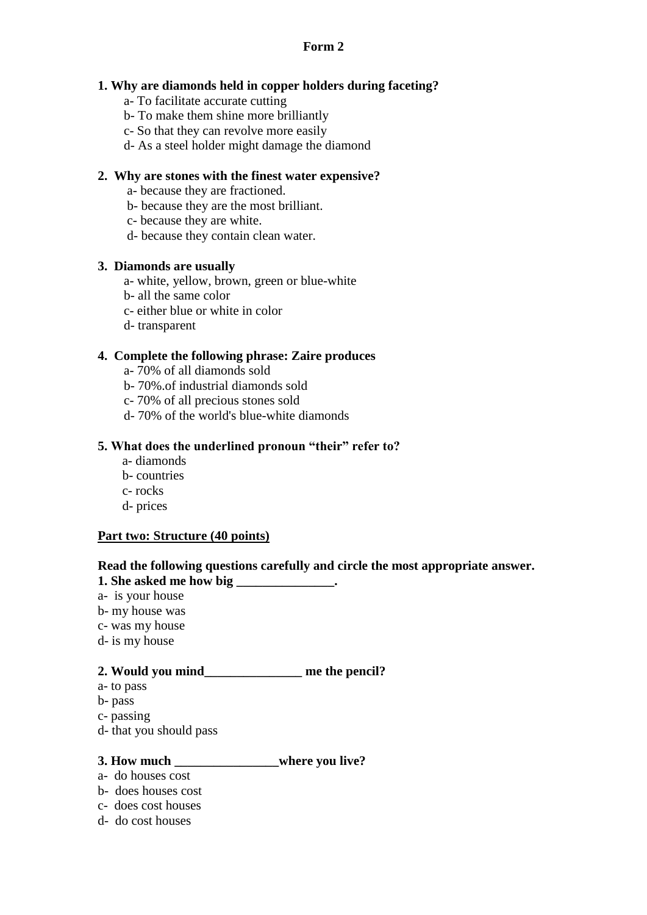**Form 2**

**1. Why are diamonds held in copper holders during faceting?**

a- To facilitate accurate cutting
b- To make them shine more brilliantly
c- So that they can revolve more easily
d- As a steel holder might damage the diamond

**2. Why are stones with the finest water expensive?**

a- because they are fractioned.
b- because they are the most brilliant.
c- because they are white.
d- because they contain clean water.

**3. Diamonds are usually**

a- white, yellow, brown, green or blue-white
b- all the same color
c- either blue or white in color
d- transparent

**4. Complete the following phrase: Zaire produces**

a- 70% of all diamonds sold
b- 70%.of industrial diamonds sold
c- 70% of all precious stones sold
d- 70% of the world's blue-white diamonds

**5. What does the underlined pronoun "their" refer to?**

a- diamonds
b- countries
c- rocks
d- prices

**<u>Part two: Structure (40 points)</u>**

**Read the following questions carefully and circle the most appropriate answer.**

**1. She asked me how big _______________.**

a- is your house
b- my house was
c- was my house
d- is my house

**2. Would you mind_______________ me the pencil?**

a- to pass
b- pass
c- passing
d- that you should pass

**3. How much ________________where you live?**

a- do houses cost
b- does houses cost
c- does cost houses
d- do cost houses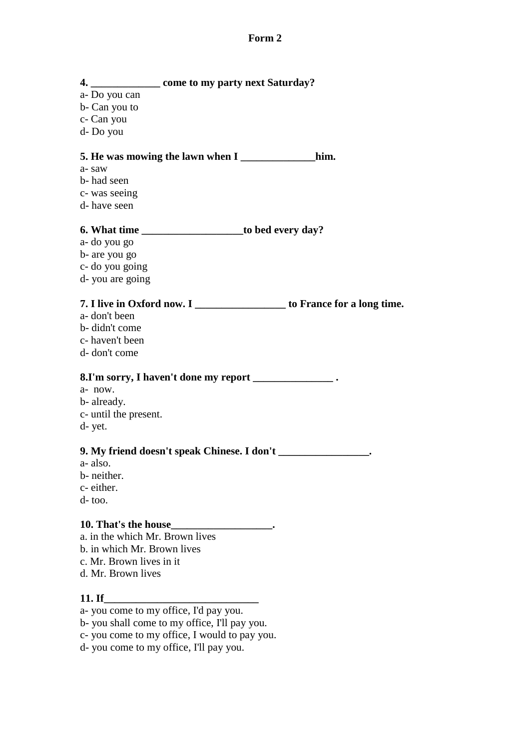**Form 2**

**4. _____________ come to my party next Saturday?**

a- Do you can
b- Can you to
c- Can you
d- Do you

**5. He was mowing the lawn when I ______________him.**

a- saw
b- had seen
c- was seeing
d- have seen

**6. What time ___________________to bed every day?**

a- do you go
b- are you go
c- do you going
d- you are going

**7. I live in Oxford now. I _________________ to France for a long time.**

a- don't been
b- didn't come
c- haven't been
d- don't come

**8.I'm sorry, I haven't done my report _______________ .**

a-  now.
b- already.
c- until the present.
d- yet.

**9. My friend doesn't speak Chinese. I don't _________________.**

a- also.
b- neither.
c- either.
d- too.

**10. That's the house___________________.**

a. in the which Mr. Brown lives
b. in which Mr. Brown lives
c. Mr. Brown lives in it
d. Mr. Brown lives

**11. If_____________________________**

a- you come to my office, I'd pay you.
b- you shall come to my office, I'll pay you.
c- you come to my office, I would to pay you.
d- you come to my office, I'll pay you.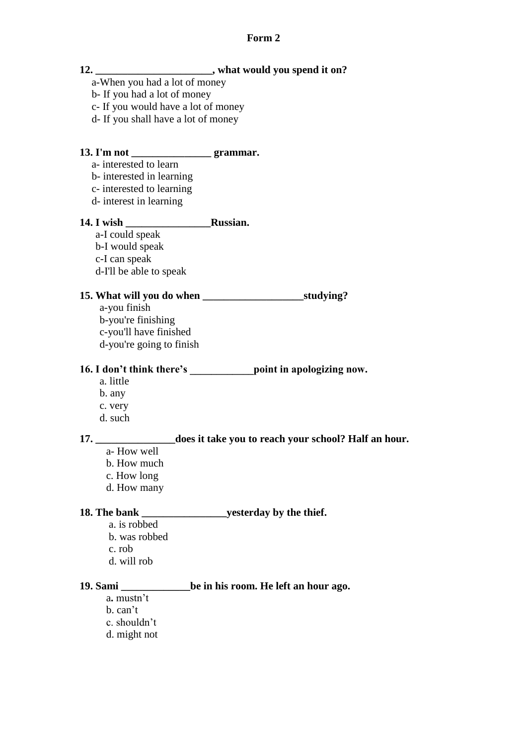**Form 2**

**12. _____________________, what would you spend it on?**

a-When you had a lot of money
b- If you had a lot of money
c- If you would have a lot of money
d- If you shall have a lot of money

**13. I'm not ______________ grammar.**

a- interested to learn
b- interested in learning
c- interested to learning
d- interest in learning

**14. I wish _______________Russian.**

a-I could speak
b-I would speak
c-I can speak
d-I'll be able to speak

**15. What will you do when __________________studying?**

a-you finish
b-you're finishing
c-you'll have finished
d-you're going to finish

**16. I don't think there's ___________point in apologizing now.**

a. little
b. any
c. very
d. such

**17. ______________does it take you to reach your school? Half an hour.**

a- How well
b. How much
c. How long
d. How many

**18. The bank _______________yesterday by the thief.**

a. is robbed
b. was robbed
c. rob
d. will rob

**19. Sami ____________be in his room. He left an hour ago.**

a. mustn't
b. can't
c. shouldn't
d. might not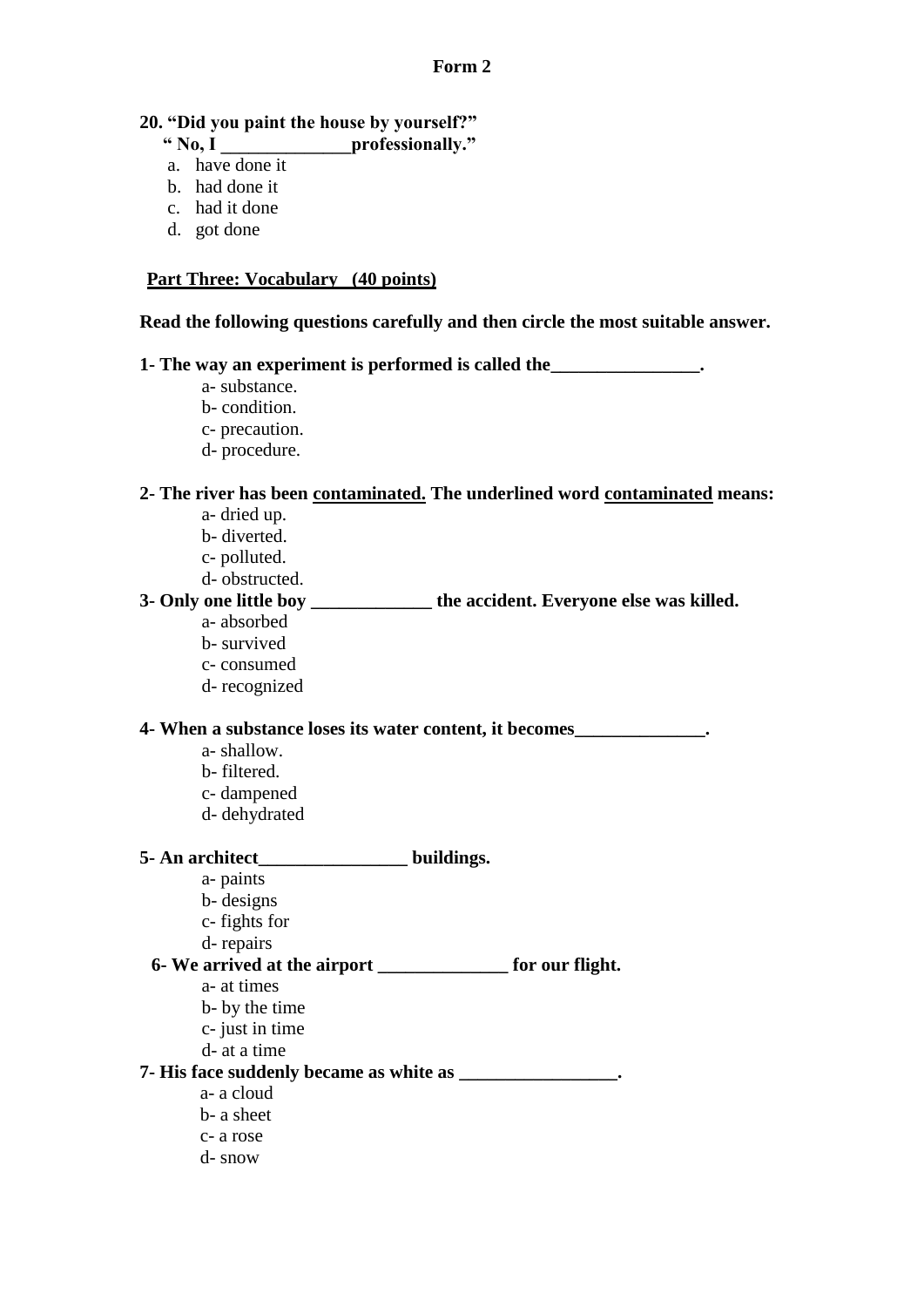**Form 2**

**20. "Did you paint the house by yourself?"**
**" No, I ______________professionally."**

a. have done it
b. had done it
c. had it done
d. got done

**<u>Part Three: Vocabulary (40 points)</u>**

**Read the following questions carefully and then circle the most suitable answer.**

**1- The way an experiment is performed is called the________________.**

a- substance.
b- condition.
c- precaution.
d- procedure.

**2- The river has been <u>contaminated.</u> The underlined word <u>contaminated</u> means:**

a- dried up.
b- diverted.
c- polluted.
d- obstructed.

**3- Only one little boy _____________ the accident. Everyone else was killed.**

a- absorbed
b- survived
c- consumed
d- recognized

**4- When a substance loses its water content, it becomes______________.**

a- shallow.
b- filtered.
c- dampened
d- dehydrated

**5- An architect________________ buildings.**

a- paints
b- designs
c- fights for
d- repairs

**6- We arrived at the airport ______________ for our flight.**

a- at times
b- by the time
c- just in time
d- at a time

**7- His face suddenly became as white as _________________.**

a- a cloud
b- a sheet
c- a rose
d- snow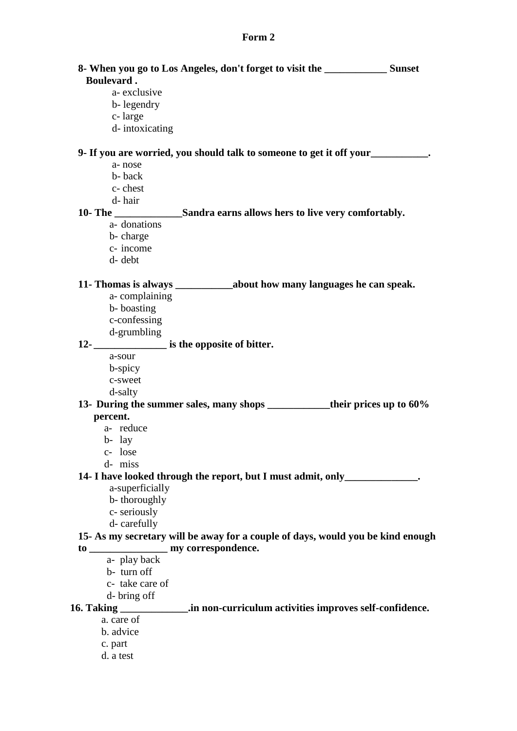**Form 2**

**8- When you go to Los Angeles, don't forget to visit the ____________ Sunset Boulevard .**

a- exclusive
b- legendry
c- large
d- intoxicating

**9- If you are worried, you should talk to someone to get it off your___________.**

a- nose
b- back
c- chest
d- hair

**10- The _____________Sandra earns allows hers to live very comfortably.**

a- donations
b- charge
c- income
d- debt

**11- Thomas is always ___________about how many languages he can speak.**

a- complaining
b- boasting
c-confessing
d-grumbling

**12- ______________ is the opposite of bitter.**

a-sour
b-spicy
c-sweet
d-salty

**13- During the summer sales, many shops ____________their prices up to 60% percent.**

a- reduce
b- lay
c- lose
d- miss

**14- I have looked through the report, but I must admit, only______________.**

a-superficially
b- thoroughly
c- seriously
d- carefully

**15- As my secretary will be away for a couple of days, would you be kind enough to _______________ my correspondence.**

a- play back
b- turn off
c- take care of
d- bring off

**16. Taking _____________.in non-curriculum activities improves self-confidence.**

a. care of
b. advice
c. part
d. a test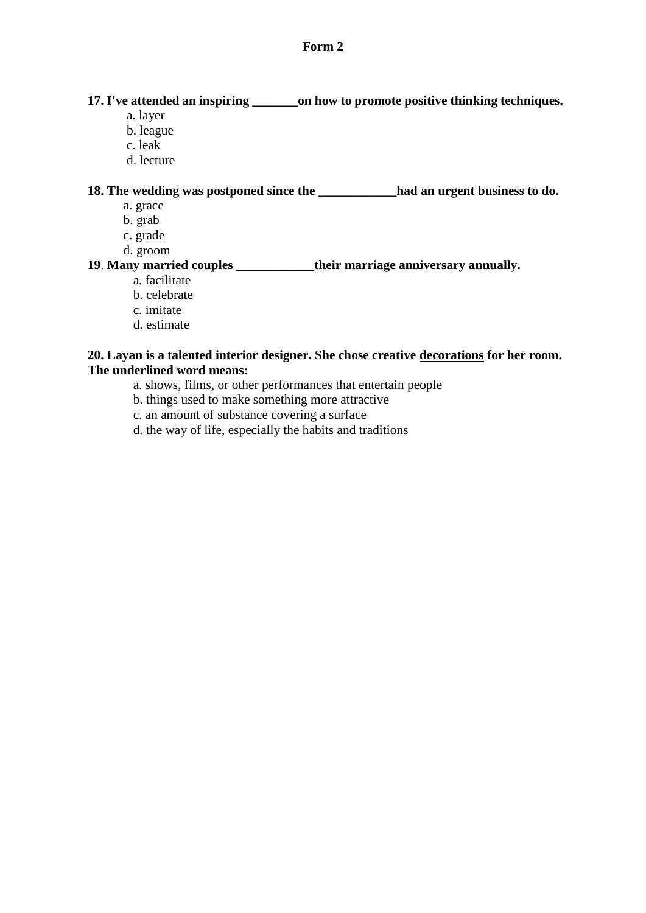**Form 2**

**17. I've attended an inspiring _______on how to promote positive thinking techniques.**

a. layer
b. league
c. leak
d. lecture

**18. The wedding was postponed since the ____________had an urgent business to do.**

a. grace
b. grab
c. grade
d. groom

**19. Many married couples ____________their marriage anniversary annually.**

a. facilitate
b. celebrate
c. imitate
d. estimate

**20. Layan is a talented interior designer. She chose creative <u>decorations</u> for her room. The underlined word means:**

a. shows, films, or other performances that entertain people
b. things used to make something more attractive
c. an amount of substance covering a surface
d. the way of life, especially the habits and traditions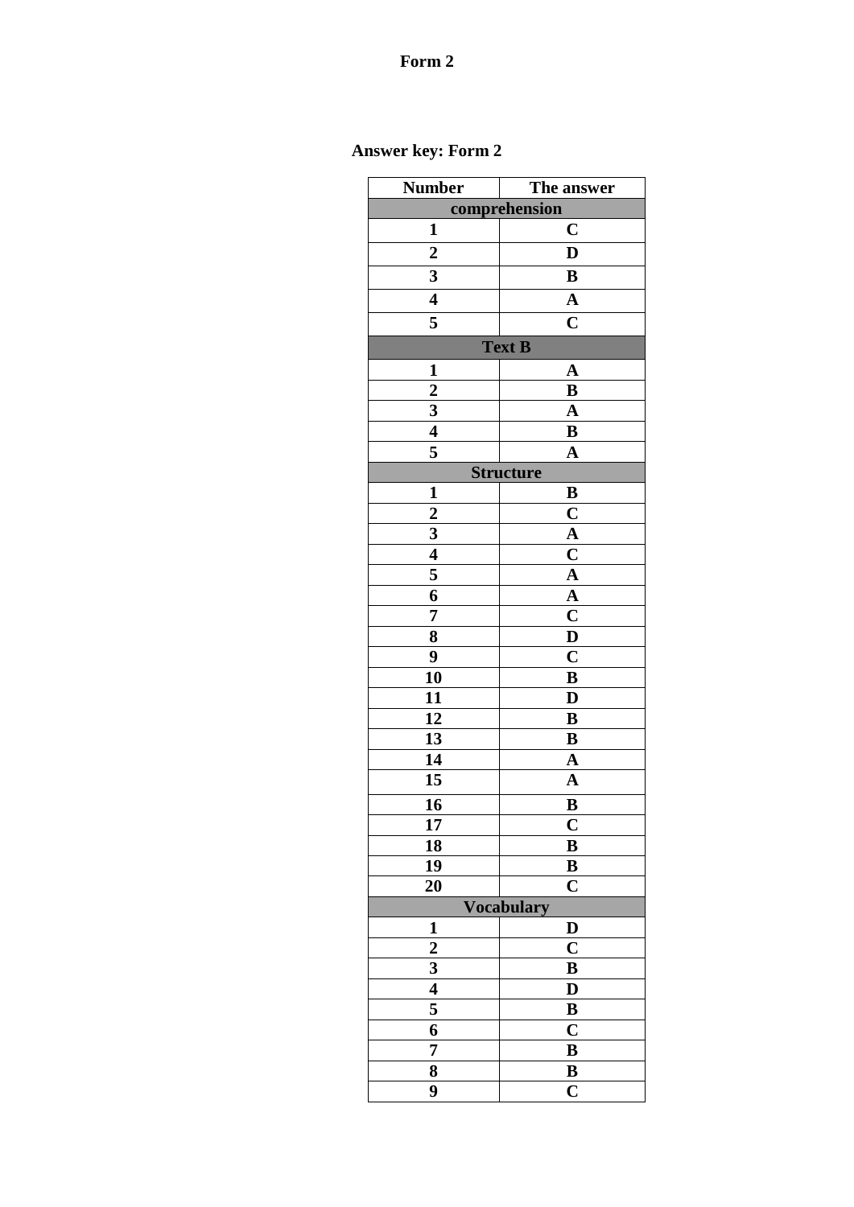**Form 2**

**Answer key: Form 2**

| Number | The answer |
|---|---|
| **comprehension** | |
| 1 | C |
| 2 | D |
| 3 | B |
| 4 | A |
| 5 | C |
| **Text B** | |
| 1 | A |
| 2 | B |
| 3 | A |
| 4 | B |
| 5 | A |
| **Structure** | |
| 1 | B |
| 2 | C |
| 3 | A |
| 4 | C |
| 5 | A |
| 6 | A |
| 7 | C |
| 8 | D |
| 9 | C |
| 10 | B |
| 11 | D |
| 12 | B |
| 13 | B |
| 14 | A |
| 15 | A |
| 16 | B |
| 17 | C |
| 18 | B |
| 19 | B |
| 20 | C |
| **Vocabulary** | |
| 1 | D |
| 2 | C |
| 3 | B |
| 4 | D |
| 5 | B |
| 6 | C |
| 7 | B |
| 8 | B |
| 9 | C |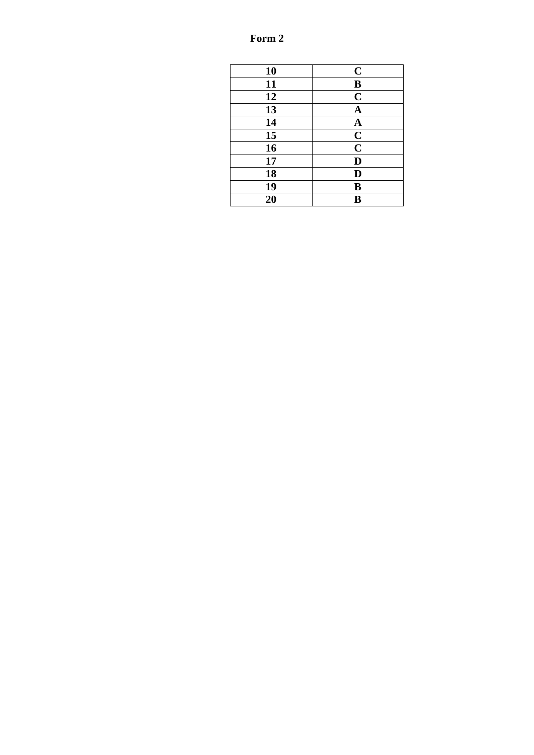**Form 2**

| | |
|---|---|
| **10** | **C** |
| **11** | **B** |
| **12** | **C** |
| **13** | **A** |
| **14** | **A** |
| **15** | **C** |
| **16** | **C** |
| **17** | **D** |
| **18** | **D** |
| **19** | **B** |
| **20** | **B** |